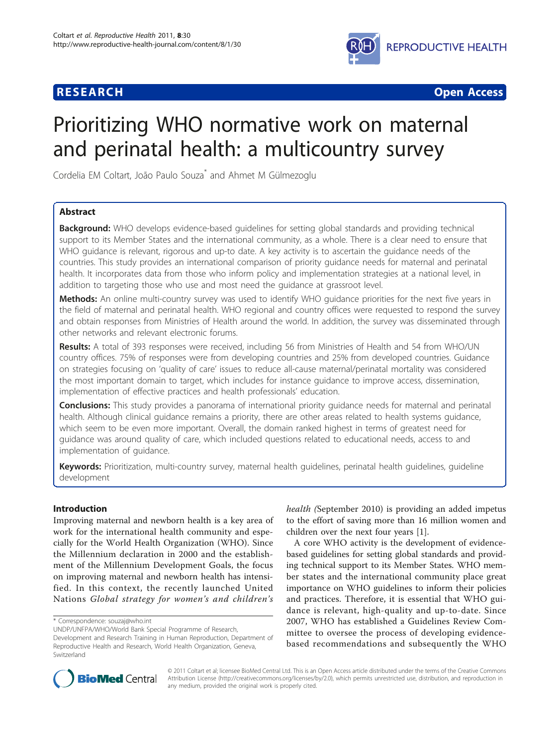**RESEARCH** **Open Access**

# Prioritizing WHO normative work on maternal and perinatal health: a multicountry survey

Cordelia EM Coltart, João Paulo Souza* and Ahmet M Gülmezoglu

## Abstract

**Background:** WHO develops evidence-based guidelines for setting global standards and providing technical support to its Member States and the international community, as a whole. There is a clear need to ensure that WHO guidance is relevant, rigorous and up-to date. A key activity is to ascertain the guidance needs of the countries. This study provides an international comparison of priority guidance needs for maternal and perinatal health. It incorporates data from those who inform policy and implementation strategies at a national level, in addition to targeting those who use and most need the guidance at grassroot level.

**Methods:** An online multi-country survey was used to identify WHO guidance priorities for the next five years in the field of maternal and perinatal health. WHO regional and country offices were requested to respond the survey and obtain responses from Ministries of Health around the world. In addition, the survey was disseminated through other networks and relevant electronic forums.

**Results:** A total of 393 responses were received, including 56 from Ministries of Health and 54 from WHO/UN country offices. 75% of responses were from developing countries and 25% from developed countries. Guidance on strategies focusing on 'quality of care' issues to reduce all-cause maternal/perinatal mortality was considered the most important domain to target, which includes for instance guidance to improve access, dissemination, implementation of effective practices and health professionals' education.

**Conclusions:** This study provides a panorama of international priority guidance needs for maternal and perinatal health. Although clinical guidance remains a priority, there are other areas related to health systems guidance, which seem to be even more important. Overall, the domain ranked highest in terms of greatest need for guidance was around quality of care, which included questions related to educational needs, access to and implementation of guidance.

**Keywords:** Prioritization, multi-country survey, maternal health guidelines, perinatal health guidelines, guideline development

## Introduction

Improving maternal and newborn health is a key area of work for the international health community and especially for the World Health Organization (WHO). Since the Millennium declaration in 2000 and the establishment of the Millennium Development Goals, the focus on improving maternal and newborn health has intensified. In this context, the recently launched United Nations *Global strategy for women's and children's health (*September 2010) is providing an added impetus to the effort of saving more than 16 million women and children over the next four years [1].

A core WHO activity is the development of evidence-based guidelines for setting global standards and providing technical support to its Member States. WHO member states and the international community place great importance on WHO guidelines to inform their policies and practices. Therefore, it is essential that WHO guidance is relevant, high-quality and up-to-date. Since 2007, WHO has established a Guidelines Review Committee to oversee the process of developing evidence-based recommendations and subsequently the WHO

* Correspondence: souzaj@who.int
UNDP/UNFPA/WHO/World Bank Special Programme of Research, Development and Research Training in Human Reproduction, Department of Reproductive Health and Research, World Health Organization, Geneva, Switzerland

© 2011 Coltart et al; licensee BioMed Central Ltd. This is an Open Access article distributed under the terms of the Creative Commons Attribution License (http://creativecommons.org/licenses/by/2.0), which permits unrestricted use, distribution, and reproduction in any medium, provided the original work is properly cited.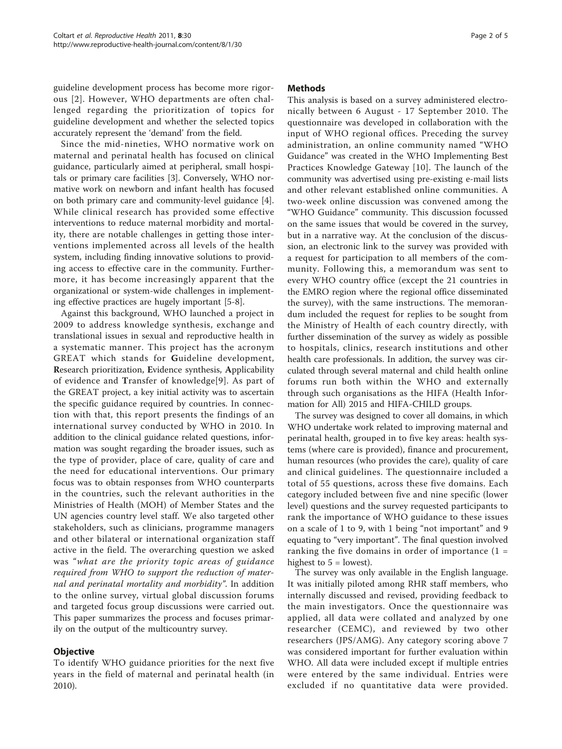guideline development process has become more rigorous [2]. However, WHO departments are often challenged regarding the prioritization of topics for guideline development and whether the selected topics accurately represent the 'demand' from the field.

Since the mid-nineties, WHO normative work on maternal and perinatal health has focused on clinical guidance, particularly aimed at peripheral, small hospitals or primary care facilities [3]. Conversely, WHO normative work on newborn and infant health has focused on both primary care and community-level guidance [4]. While clinical research has provided some effective interventions to reduce maternal morbidity and mortality, there are notable challenges in getting those interventions implemented across all levels of the health system, including finding innovative solutions to providing access to effective care in the community. Furthermore, it has become increasingly apparent that the organizational or system-wide challenges in implementing effective practices are hugely important [5-8].

Against this background, WHO launched a project in 2009 to address knowledge synthesis, exchange and translational issues in sexual and reproductive health in a systematic manner. This project has the acronym GREAT which stands for **G**uideline development, **R**esearch prioritization, **E**vidence synthesis, **A**pplicability of evidence and **T**ransfer of knowledge[9]. As part of the GREAT project, a key initial activity was to ascertain the specific guidance required by countries. In connection with that, this report presents the findings of an international survey conducted by WHO in 2010. In addition to the clinical guidance related questions, information was sought regarding the broader issues, such as the type of provider, place of care, quality of care and the need for educational interventions. Our primary focus was to obtain responses from WHO counterparts in the countries, such the relevant authorities in the Ministries of Health (MOH) of Member States and the UN agencies country level staff. We also targeted other stakeholders, such as clinicians, programme managers and other bilateral or international organization staff active in the field. The overarching question we asked was "*what are the priority topic areas of guidance required from WHO to support the reduction of maternal and perinatal mortality and morbidity*". In addition to the online survey, virtual global discussion forums and targeted focus group discussions were carried out. This paper summarizes the process and focuses primarily on the output of the multicountry survey.

## Objective

To identify WHO guidance priorities for the next five years in the field of maternal and perinatal health (in 2010).

## Methods

This analysis is based on a survey administered electronically between 6 August - 17 September 2010. The questionnaire was developed in collaboration with the input of WHO regional offices. Preceding the survey administration, an online community named "WHO Guidance" was created in the WHO Implementing Best Practices Knowledge Gateway [10]. The launch of the community was advertised using pre-existing e-mail lists and other relevant established online communities. A two-week online discussion was convened among the "WHO Guidance" community. This discussion focussed on the same issues that would be covered in the survey, but in a narrative way. At the conclusion of the discussion, an electronic link to the survey was provided with a request for participation to all members of the community. Following this, a memorandum was sent to every WHO country office (except the 21 countries in the EMRO region where the regional office disseminated the survey), with the same instructions. The memorandum included the request for replies to be sought from the Ministry of Health of each country directly, with further dissemination of the survey as widely as possible to hospitals, clinics, research institutions and other health care professionals. In addition, the survey was circulated through several maternal and child health online forums run both within the WHO and externally through such organisations as the HIFA (Health Information for All) 2015 and HIFA-CHILD groups.

The survey was designed to cover all domains, in which WHO undertake work related to improving maternal and perinatal health, grouped in to five key areas: health systems (where care is provided), finance and procurement, human resources (who provides the care), quality of care and clinical guidelines. The questionnaire included a total of 55 questions, across these five domains. Each category included between five and nine specific (lower level) questions and the survey requested participants to rank the importance of WHO guidance to these issues on a scale of 1 to 9, with 1 being "not important" and 9 equating to "very important". The final question involved ranking the five domains in order of importance (1 = highest to 5 = lowest).

The survey was only available in the English language. It was initially piloted among RHR staff members, who internally discussed and revised, providing feedback to the main investigators. Once the questionnaire was applied, all data were collated and analyzed by one researcher (CEMC), and reviewed by two other researchers (JPS/AMG). Any category scoring above 7 was considered important for further evaluation within WHO. All data were included except if multiple entries were entered by the same individual. Entries were excluded if no quantitative data were provided.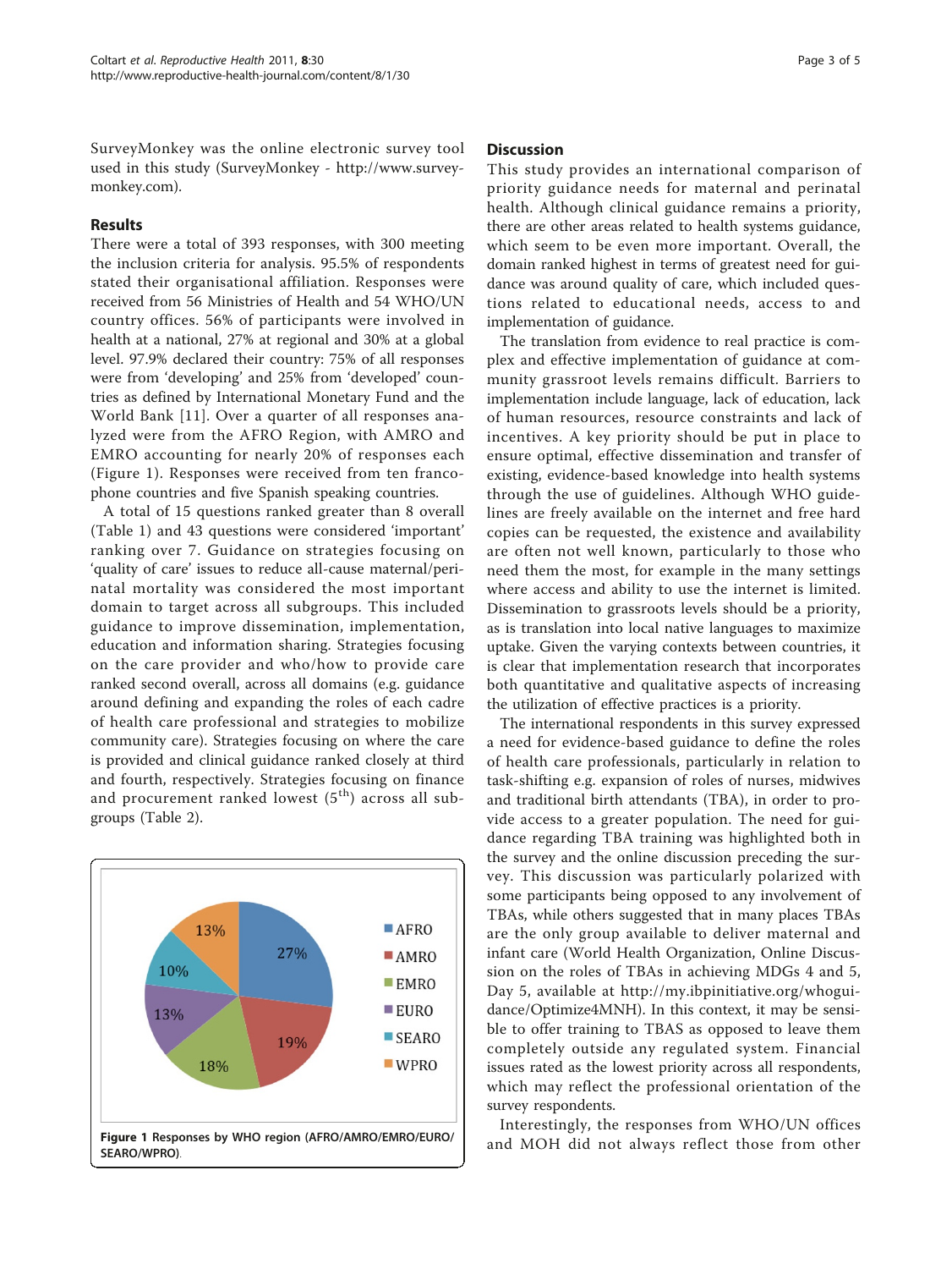SurveyMonkey was the online electronic survey tool used in this study (SurveyMonkey - http://www.surveymonkey.com).

## Results

There were a total of 393 responses, with 300 meeting the inclusion criteria for analysis. 95.5% of respondents stated their organisational affiliation. Responses were received from 56 Ministries of Health and 54 WHO/UN country offices. 56% of participants were involved in health at a national, 27% at regional and 30% at a global level. 97.9% declared their country: 75% of all responses were from 'developing' and 25% from 'developed' countries as defined by International Monetary Fund and the World Bank [11]. Over a quarter of all responses analyzed were from the AFRO Region, with AMRO and EMRO accounting for nearly 20% of responses each (Figure 1). Responses were received from ten francophone countries and five Spanish speaking countries.

A total of 15 questions ranked greater than 8 overall (Table 1) and 43 questions were considered 'important' ranking over 7. Guidance on strategies focusing on 'quality of care' issues to reduce all-cause maternal/perinatal mortality was considered the most important domain to target across all subgroups. This included guidance to improve dissemination, implementation, education and information sharing. Strategies focusing on the care provider and who/how to provide care ranked second overall, across all domains (e.g. guidance around defining and expanding the roles of each cadre of health care professional and strategies to mobilize community care). Strategies focusing on where the care is provided and clinical guidance ranked closely at third and fourth, respectively. Strategies focusing on finance and procurement ranked lowest (5[th]) across all subgroups (Table 2).

| Region | Share of responses |
|---|---|
| AFRO | 27% |
| AMRO | 19% |
| EMRO | 18% |
| EURO | 13% |
| SEARO | 10% |
| WPRO | 13% |

**Figure 1 Responses by WHO region (AFRO/AMRO/EMRO/EURO/SEARO/WPRO).**

## Discussion

This study provides an international comparison of priority guidance needs for maternal and perinatal health. Although clinical guidance remains a priority, there are other areas related to health systems guidance, which seem to be even more important. Overall, the domain ranked highest in terms of greatest need for guidance was around quality of care, which included questions related to educational needs, access to and implementation of guidance.

The translation from evidence to real practice is complex and effective implementation of guidance at community grassroot levels remains difficult. Barriers to implementation include language, lack of education, lack of human resources, resource constraints and lack of incentives. A key priority should be put in place to ensure optimal, effective dissemination and transfer of existing, evidence-based knowledge into health systems through the use of guidelines. Although WHO guidelines are freely available on the internet and free hard copies can be requested, the existence and availability are often not well known, particularly to those who need them the most, for example in the many settings where access and ability to use the internet is limited. Dissemination to grassroots levels should be a priority, as is translation into local native languages to maximize uptake. Given the varying contexts between countries, it is clear that implementation research that incorporates both quantitative and qualitative aspects of increasing the utilization of effective practices is a priority.

The international respondents in this survey expressed a need for evidence-based guidance to define the roles of health care professionals, particularly in relation to task-shifting e.g. expansion of roles of nurses, midwives and traditional birth attendants (TBA), in order to provide access to a greater population. The need for guidance regarding TBA training was highlighted both in the survey and the online discussion preceding the survey. This discussion was particularly polarized with some participants being opposed to any involvement of TBAs, while others suggested that in many places TBAs are the only group available to deliver maternal and infant care (World Health Organization, Online Discussion on the roles of TBAs in achieving MDGs 4 and 5, Day 5, available at http://my.ibpinitiative.org/whoguidance/Optimize4MNH). In this context, it may be sensible to offer training to TBAS as opposed to leave them completely outside any regulated system. Financial issues rated as the lowest priority across all respondents, which may reflect the professional orientation of the survey respondents.

Interestingly, the responses from WHO/UN offices and MOH did not always reflect those from other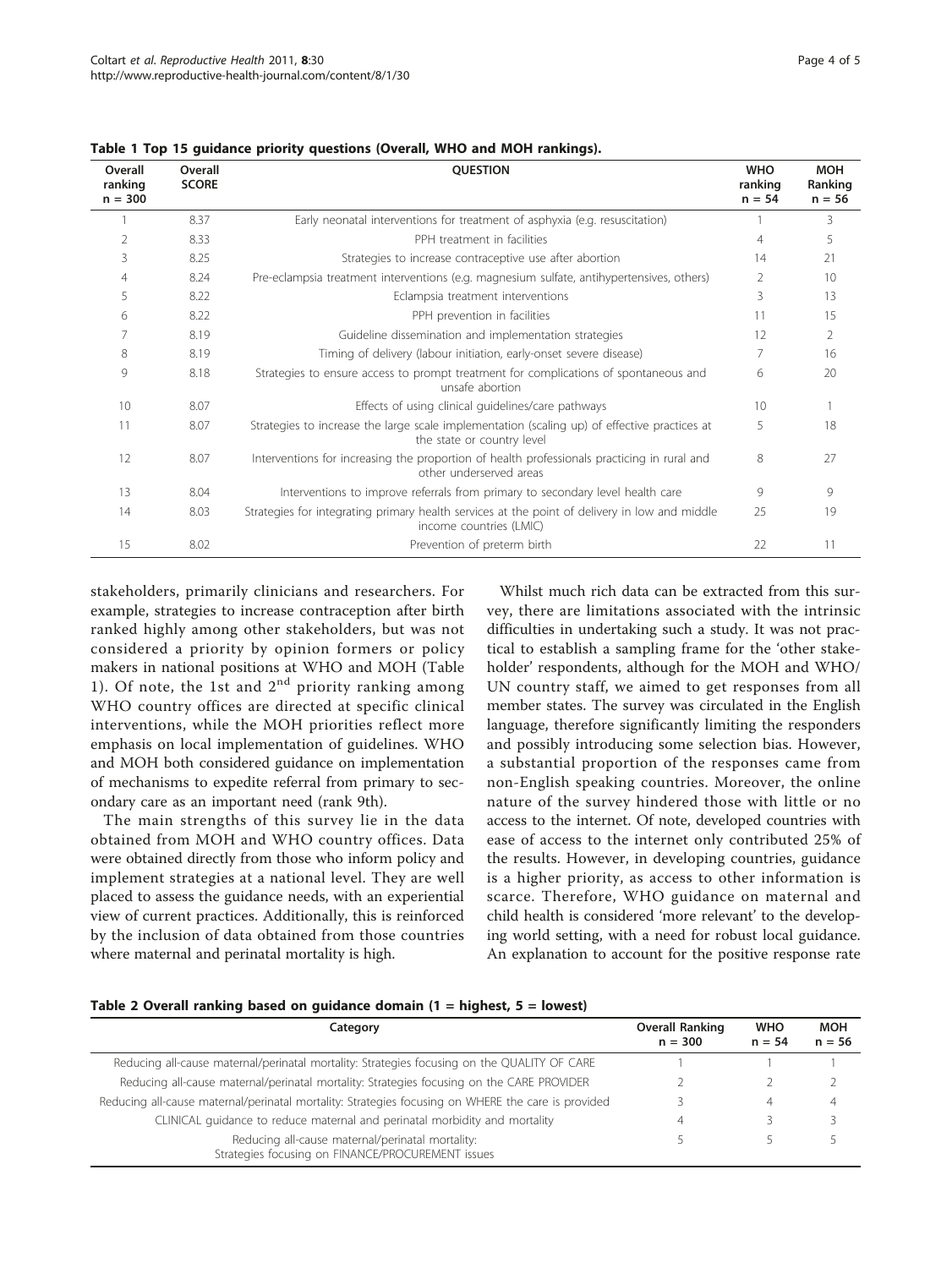**Table 1 Top 15 guidance priority questions (Overall, WHO and MOH rankings).**

| Overall ranking n = 300 | Overall SCORE | QUESTION | WHO ranking n = 54 | MOH Ranking n = 56 |
|---|---|---|---|---|
| 1 | 8.37 | Early neonatal interventions for treatment of asphyxia (e.g. resuscitation) | 1 | 3 |
| 2 | 8.33 | PPH treatment in facilities | 4 | 5 |
| 3 | 8.25 | Strategies to increase contraceptive use after abortion | 14 | 21 |
| 4 | 8.24 | Pre-eclampsia treatment interventions (e.g. magnesium sulfate, antihypertensives, others) | 2 | 10 |
| 5 | 8.22 | Eclampsia treatment interventions | 3 | 13 |
| 6 | 8.22 | PPH prevention in facilities | 11 | 15 |
| 7 | 8.19 | Guideline dissemination and implementation strategies | 12 | 2 |
| 8 | 8.19 | Timing of delivery (labour initiation, early-onset severe disease) | 7 | 16 |
| 9 | 8.18 | Strategies to ensure access to prompt treatment for complications of spontaneous and unsafe abortion | 6 | 20 |
| 10 | 8.07 | Effects of using clinical guidelines/care pathways | 10 | 1 |
| 11 | 8.07 | Strategies to increase the large scale implementation (scaling up) of effective practices at the state or country level | 5 | 18 |
| 12 | 8.07 | Interventions for increasing the proportion of health professionals practicing in rural and other underserved areas | 8 | 27 |
| 13 | 8.04 | Interventions to improve referrals from primary to secondary level health care | 9 | 9 |
| 14 | 8.03 | Strategies for integrating primary health services at the point of delivery in low and middle income countries (LMIC) | 25 | 19 |
| 15 | 8.02 | Prevention of preterm birth | 22 | 11 |

stakeholders, primarily clinicians and researchers. For example, strategies to increase contraception after birth ranked highly among other stakeholders, but was not considered a priority by opinion formers or policy makers in national positions at WHO and MOH (Table 1). Of note, the 1st and 2nd priority ranking among WHO country offices are directed at specific clinical interventions, while the MOH priorities reflect more emphasis on local implementation of guidelines. WHO and MOH both considered guidance on implementation of mechanisms to expedite referral from primary to secondary care as an important need (rank 9th).

The main strengths of this survey lie in the data obtained from MOH and WHO country offices. Data were obtained directly from those who inform policy and implement strategies at a national level. They are well placed to assess the guidance needs, with an experiential view of current practices. Additionally, this is reinforced by the inclusion of data obtained from those countries where maternal and perinatal mortality is high.

Whilst much rich data can be extracted from this survey, there are limitations associated with the intrinsic difficulties in undertaking such a study. It was not practical to establish a sampling frame for the 'other stakeholder' respondents, although for the MOH and WHO/UN country staff, we aimed to get responses from all member states. The survey was circulated in the English language, therefore significantly limiting the responders and possibly introducing some selection bias. However, a substantial proportion of the responses came from non-English speaking countries. Moreover, the online nature of the survey hindered those with little or no access to the internet. Of note, developed countries with ease of access to the internet only contributed 25% of the results. However, in developing countries, guidance is a higher priority, as access to other information is scarce. Therefore, WHO guidance on maternal and child health is considered 'more relevant' to the developing world setting, with a need for robust local guidance. An explanation to account for the positive response rate

**Table 2 Overall ranking based on guidance domain (1 = highest, 5 = lowest)**

| Category | Overall Ranking n = 300 | WHO n = 54 | MOH n = 56 |
|---|---|---|---|
| Reducing all-cause maternal/perinatal mortality: Strategies focusing on the QUALITY OF CARE | 1 | 1 | 1 |
| Reducing all-cause maternal/perinatal mortality: Strategies focusing on the CARE PROVIDER | 2 | 2 | 2 |
| Reducing all-cause maternal/perinatal mortality: Strategies focusing on WHERE the care is provided | 3 | 4 | 4 |
| CLINICAL guidance to reduce maternal and perinatal morbidity and mortality | 4 | 3 | 3 |
| Reducing all-cause maternal/perinatal mortality: Strategies focusing on FINANCE/PROCUREMENT issues | 5 | 5 | 5 |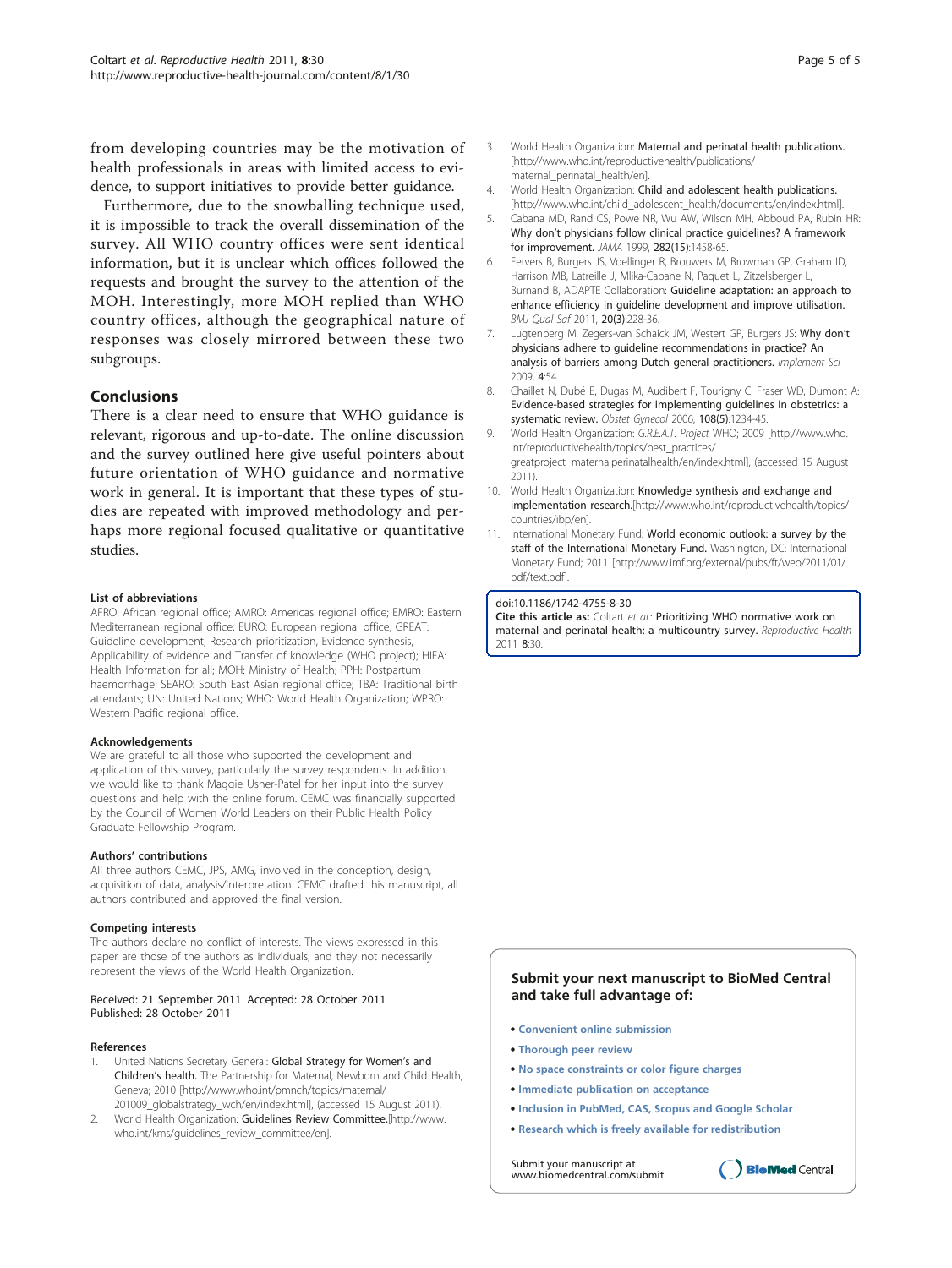from developing countries may be the motivation of health professionals in areas with limited access to evidence, to support initiatives to provide better guidance.

Furthermore, due to the snowballing technique used, it is impossible to track the overall dissemination of the survey. All WHO country offices were sent identical information, but it is unclear which offices followed the requests and brought the survey to the attention of the MOH. Interestingly, more MOH replied than WHO country offices, although the geographical nature of responses was closely mirrored between these two subgroups.

## Conclusions

There is a clear need to ensure that WHO guidance is relevant, rigorous and up-to-date. The online discussion and the survey outlined here give useful pointers about future orientation of WHO guidance and normative work in general. It is important that these types of studies are repeated with improved methodology and perhaps more regional focused qualitative or quantitative studies.

#### List of abbreviations

AFRO: African regional office; AMRO: Americas regional office; EMRO: Eastern Mediterranean regional office; EURO: European regional office; GREAT: Guideline development, Research prioritization, Evidence synthesis, Applicability of evidence and Transfer of knowledge (WHO project); HIFA: Health Information for all; MOH: Ministry of Health; PPH: Postpartum haemorrhage; SEARO: South East Asian regional office; TBA: Traditional birth attendants; UN: United Nations; WHO: World Health Organization; WPRO: Western Pacific regional office.

#### Acknowledgements

We are grateful to all those who supported the development and application of this survey, particularly the survey respondents. In addition, we would like to thank Maggie Usher-Patel for her input into the survey questions and help with the online forum. CEMC was financially supported by the Council of Women World Leaders on their Public Health Policy Graduate Fellowship Program.

#### Authors' contributions

All three authors CEMC, JPS, AMG, involved in the conception, design, acquisition of data, analysis/interpretation. CEMC drafted this manuscript, all authors contributed and approved the final version.

#### Competing interests

The authors declare no conflict of interests. The views expressed in this paper are those of the authors as individuals, and they not necessarily represent the views of the World Health Organization.

Received: 21 September 2011 Accepted: 28 October 2011
Published: 28 October 2011

#### References

1. United Nations Secretary General: **Global Strategy for Women's and Children's health.** The Partnership for Maternal, Newborn and Child Health, Geneva; 2010 [http://www.who.int/pmnch/topics/maternal/201009_globalstrategy_wch/en/index.html], (accessed 15 August 2011).
2. World Health Organization: **Guidelines Review Committee.**[http://www.who.int/kms/guidelines_review_committee/en].
3. World Health Organization: **Maternal and perinatal health publications.** [http://www.who.int/reproductivehealth/publications/maternal_perinatal_health/en].
4. World Health Organization: **Child and adolescent health publications.** [http://www.who.int/child_adolescent_health/documents/en/index.html].
5. Cabana MD, Rand CS, Powe NR, Wu AW, Wilson MH, Abboud PA, Rubin HR: **Why don't physicians follow clinical practice guidelines? A framework for improvement.** *JAMA* 1999, **282(15)**:1458-65.
6. Fervers B, Burgers JS, Voellinger R, Brouwers M, Browman GP, Graham ID, Harrison MB, Latreille J, Mlika-Cabane N, Paquet L, Zitzelsberger L, Burnand B, ADAPTE Collaboration: **Guideline adaptation: an approach to enhance efficiency in guideline development and improve utilisation.** *BMJ Qual Saf* 2011, **20(3)**:228-36.
7. Lugtenberg M, Zegers-van Schaick JM, Westert GP, Burgers JS: **Why don't physicians adhere to guideline recommendations in practice? An analysis of barriers among Dutch general practitioners.** *Implement Sci* 2009, **4**:54.
8. Chaillet N, Dubé E, Dugas M, Audibert F, Tourigny C, Fraser WD, Dumont A: **Evidence-based strategies for implementing guidelines in obstetrics: a systematic review.** *Obstet Gynecol* 2006, **108(5)**:1234-45.
9. World Health Organization: *G.R.E.A.T. Project* WHO; 2009 [http://www.who.int/reproductivehealth/topics/best_practices/greatproject_maternalperinatalhealth/en/index.html], (accessed 15 August 2011).
10. World Health Organization: **Knowledge synthesis and exchange and implementation research.**[http://www.who.int/reproductivehealth/topics/countries/ibp/en].
11. International Monetary Fund: **World economic outlook: a survey by the staff of the International Monetary Fund.** Washington, DC: International Monetary Fund; 2011 [http://www.imf.org/external/pubs/ft/weo/2011/01/pdf/text.pdf].

doi:10.1186/1742-4755-8-30
**Cite this article as:** Coltart *et al.*: Prioritizing WHO normative work on maternal and perinatal health: a multicountry survey. *Reproductive Health* 2011 **8**:30.

**Submit your next manuscript to BioMed Central and take full advantage of:**

- Convenient online submission
- Thorough peer review
- No space constraints or color figure charges
- Immediate publication on acceptance
- Inclusion in PubMed, CAS, Scopus and Google Scholar
- Research which is freely available for redistribution

Submit your manuscript at www.biomedcentral.com/submit

BioMed Central